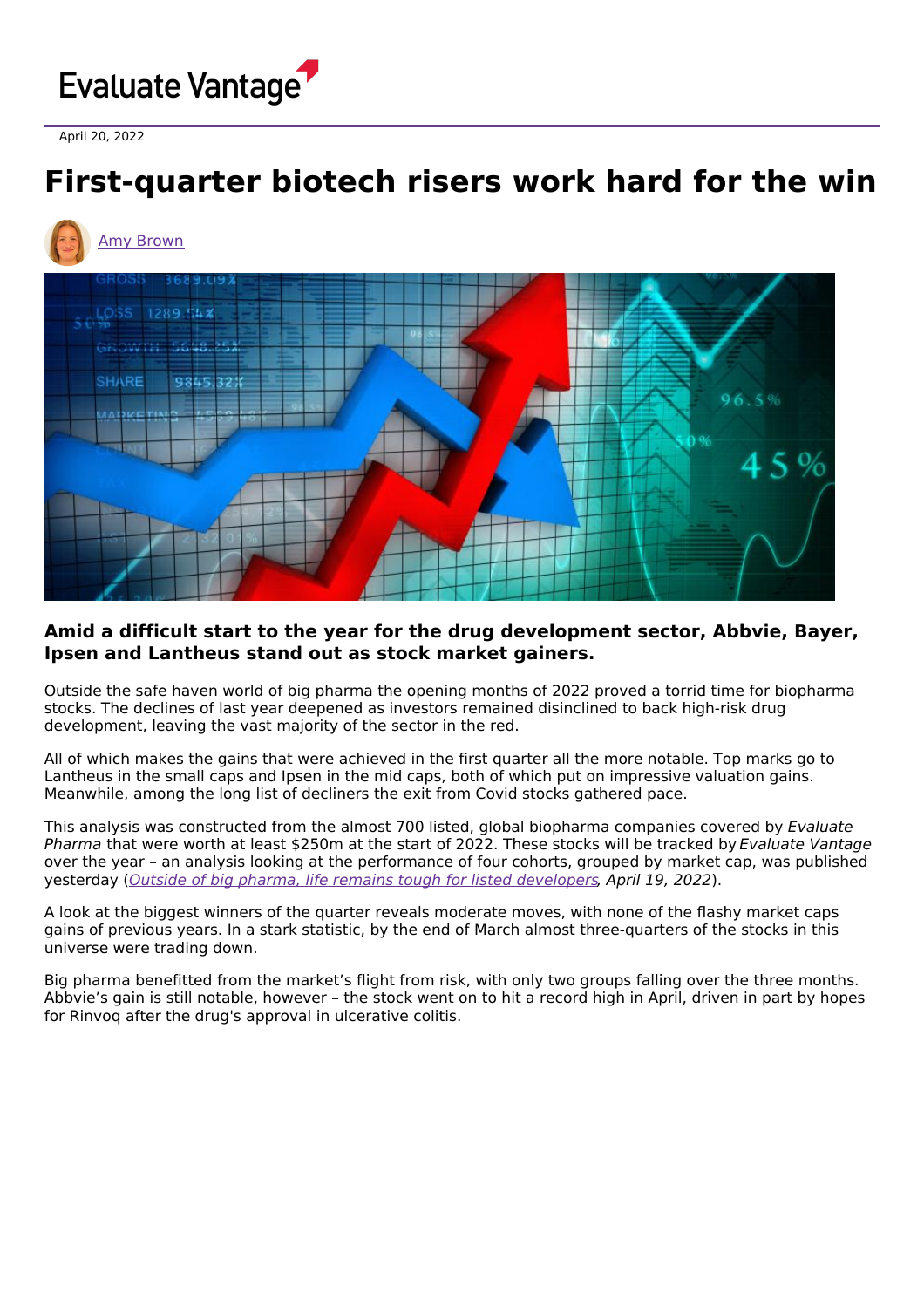Evaluate Vantage

April 20, 2022

# First-quarter biotech risers work hard for the win

Amy Brown

**Amid a difficult start to the year for the drug development sector, Abbvie, Bayer, Ipsen and Lantheus stand out as stock market gainers.**

Outside the safe haven world of big pharma the opening months of 2022 proved a torrid time for biopharma stocks. The declines of last year deepened as investors remained disinclined to back high-risk drug development, leaving the vast majority of the sector in the red.

All of which makes the gains that were achieved in the first quarter all the more notable. Top marks go to Lantheus in the small caps and Ipsen in the mid caps, both of which put on impressive valuation gains. Meanwhile, among the long list of decliners the exit from Covid stocks gathered pace.

This analysis was constructed from the almost 700 listed, global biopharma companies covered by *Evaluate Pharma* that were worth at least $250m at the start of 2022. These stocks will be tracked by *Evaluate Vantage* over the year – an analysis looking at the performance of four cohorts, grouped by market cap, was published yesterday (*Outside of big pharma, life remains tough for listed developers, April 19, 2022*).

A look at the biggest winners of the quarter reveals moderate moves, with none of the flashy market caps gains of previous years. In a stark statistic, by the end of March almost three-quarters of the stocks in this universe were trading down.

Big pharma benefitted from the market's flight from risk, with only two groups falling over the three months. Abbvie's gain is still notable, however – the stock went on to hit a record high in April, driven in part by hopes for Rinvoq after the drug's approval in ulcerative colitis.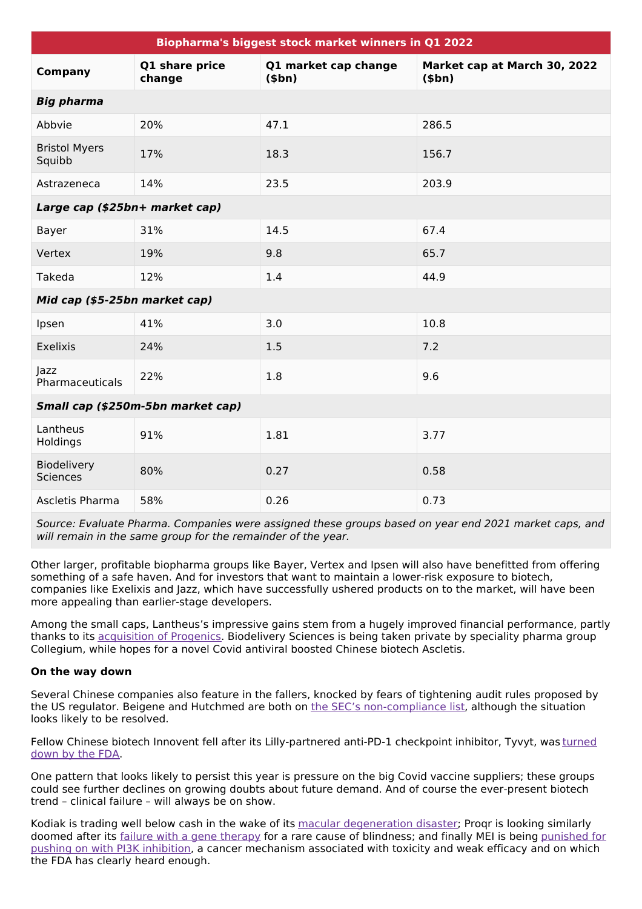| Biopharma's biggest stock market winners in Q1 2022 | | | |
|---|---|---|---|
| **Company** | **Q1 share price change** | **Q1 market cap change ($bn)** | **Market cap at March 30, 2022 ($bn)** |
| ***Big pharma*** | | | |
| Abbvie | 20% | 47.1 | 286.5 |
| Bristol Myers Squibb | 17% | 18.3 | 156.7 |
| Astrazeneca | 14% | 23.5 | 203.9 |
| ***Large cap ($25bn+ market cap)*** | | | |
| Bayer | 31% | 14.5 | 67.4 |
| Vertex | 19% | 9.8 | 65.7 |
| Takeda | 12% | 1.4 | 44.9 |
| ***Mid cap ($5-25bn market cap)*** | | | |
| Ipsen | 41% | 3.0 | 10.8 |
| Exelixis | 24% | 1.5 | 7.2 |
| Jazz Pharmaceuticals | 22% | 1.8 | 9.6 |
| ***Small cap ($250m-5bn market cap)*** | | | |
| Lantheus Holdings | 91% | 1.81 | 3.77 |
| Biodelivery Sciences | 80% | 0.27 | 0.58 |
| Ascletis Pharma | 58% | 0.26 | 0.73 |
| *Source: Evaluate Pharma. Companies were assigned these groups based on year end 2021 market caps, and will remain in the same group for the remainder of the year.* | | | |

Other larger, profitable biopharma groups like Bayer, Vertex and Ipsen will also have benefitted from offering something of a safe haven. And for investors that want to maintain a lower-risk exposure to biotech, companies like Exelixis and Jazz, which have successfully ushered products on to the market, will have been more appealing than earlier-stage developers.

Among the small caps, Lantheus's impressive gains stem from a hugely improved financial performance, partly thanks to its acquisition of Progenics. Biodelivery Sciences is being taken private by speciality pharma group Collegium, while hopes for a novel Covid antiviral boosted Chinese biotech Ascletis.

**On the way down**

Several Chinese companies also feature in the fallers, knocked by fears of tightening audit rules proposed by the US regulator. Beigene and Hutchmed are both on the SEC's non-compliance list, although the situation looks likely to be resolved.

Fellow Chinese biotech Innovent fell after its Lilly-partnered anti-PD-1 checkpoint inhibitor, Tyvyt, was turned down by the FDA.

One pattern that looks likely to persist this year is pressure on the big Covid vaccine suppliers; these groups could see further declines on growing doubts about future demand. And of course the ever-present biotech trend – clinical failure – will always be on show.

Kodiak is trading well below cash in the wake of its macular degeneration disaster; Proqr is looking similarly doomed after its failure with a gene therapy for a rare cause of blindness; and finally MEI is being punished for pushing on with PI3K inhibition, a cancer mechanism associated with toxicity and weak efficacy and on which the FDA has clearly heard enough.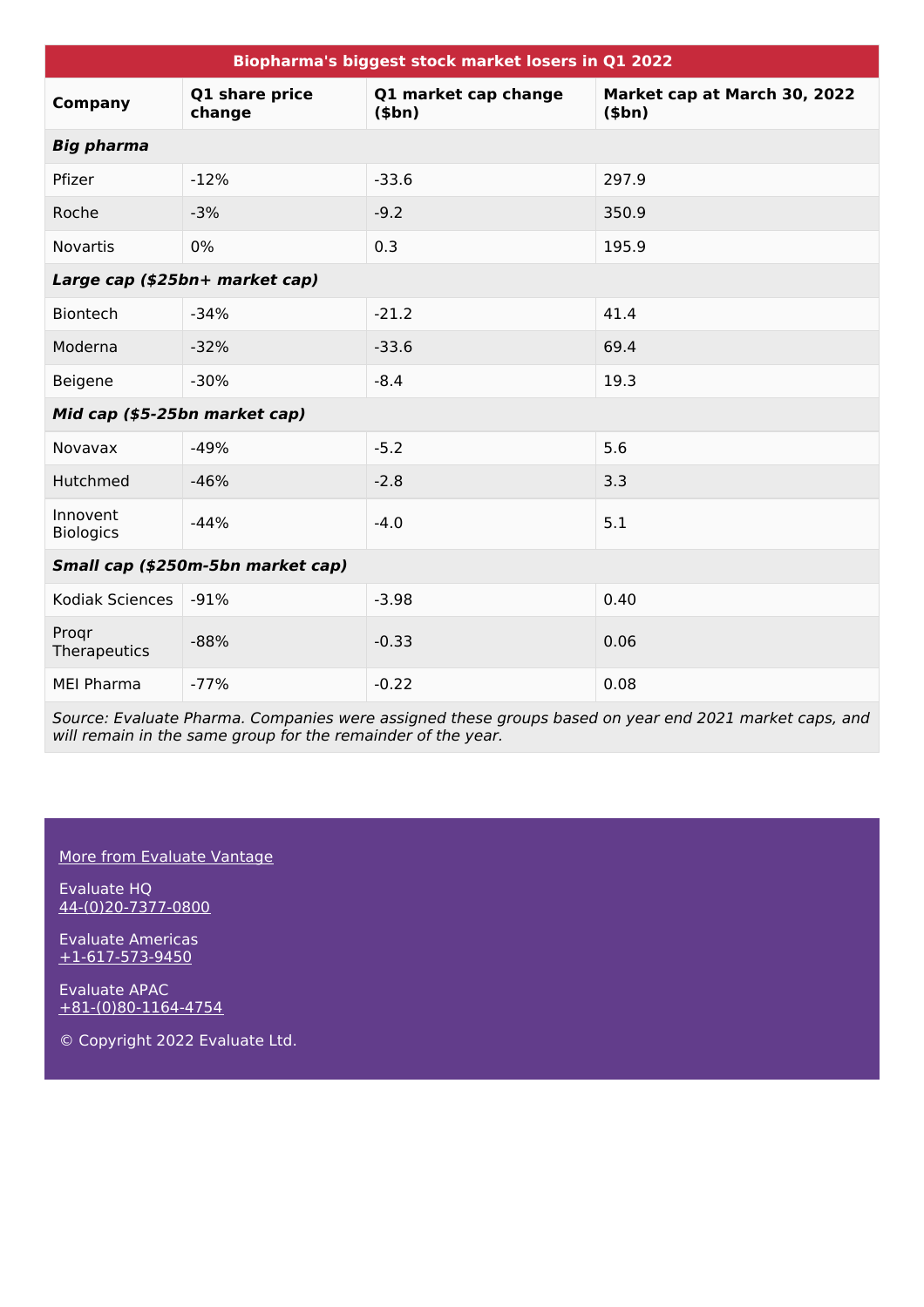**Biopharma's biggest stock market losers in Q1 2022**

| Company | Q1 share price change | Q1 market cap change ($bn) | Market cap at March 30, 2022 ($bn) |
|---|---|---|---|
| ***Big pharma*** | | | |
| Pfizer | -12% | -33.6 | 297.9 |
| Roche | -3% | -9.2 | 350.9 |
| Novartis | 0% | 0.3 | 195.9 |
| ***Large cap ($25bn+ market cap)*** | | | |
| Biontech | -34% | -21.2 | 41.4 |
| Moderna | -32% | -33.6 | 69.4 |
| Beigene | -30% | -8.4 | 19.3 |
| ***Mid cap ($5-25bn market cap)*** | | | |
| Novavax | -49% | -5.2 | 5.6 |
| Hutchmed | -46% | -2.8 | 3.3 |
| Innovent Biologics | -44% | -4.0 | 5.1 |
| ***Small cap ($250m-5bn market cap)*** | | | |
| Kodiak Sciences | -91% | -3.98 | 0.40 |
| Proqr Therapeutics | -88% | -0.33 | 0.06 |
| MEI Pharma | -77% | -0.22 | 0.08 |

*Source: Evaluate Pharma. Companies were assigned these groups based on year end 2021 market caps, and will remain in the same group for the remainder of the year.*

More from Evaluate Vantage

Evaluate HQ
44-(0)20-7377-0800

Evaluate Americas
+1-617-573-9450

Evaluate APAC
+81-(0)80-1164-4754

© Copyright 2022 Evaluate Ltd.